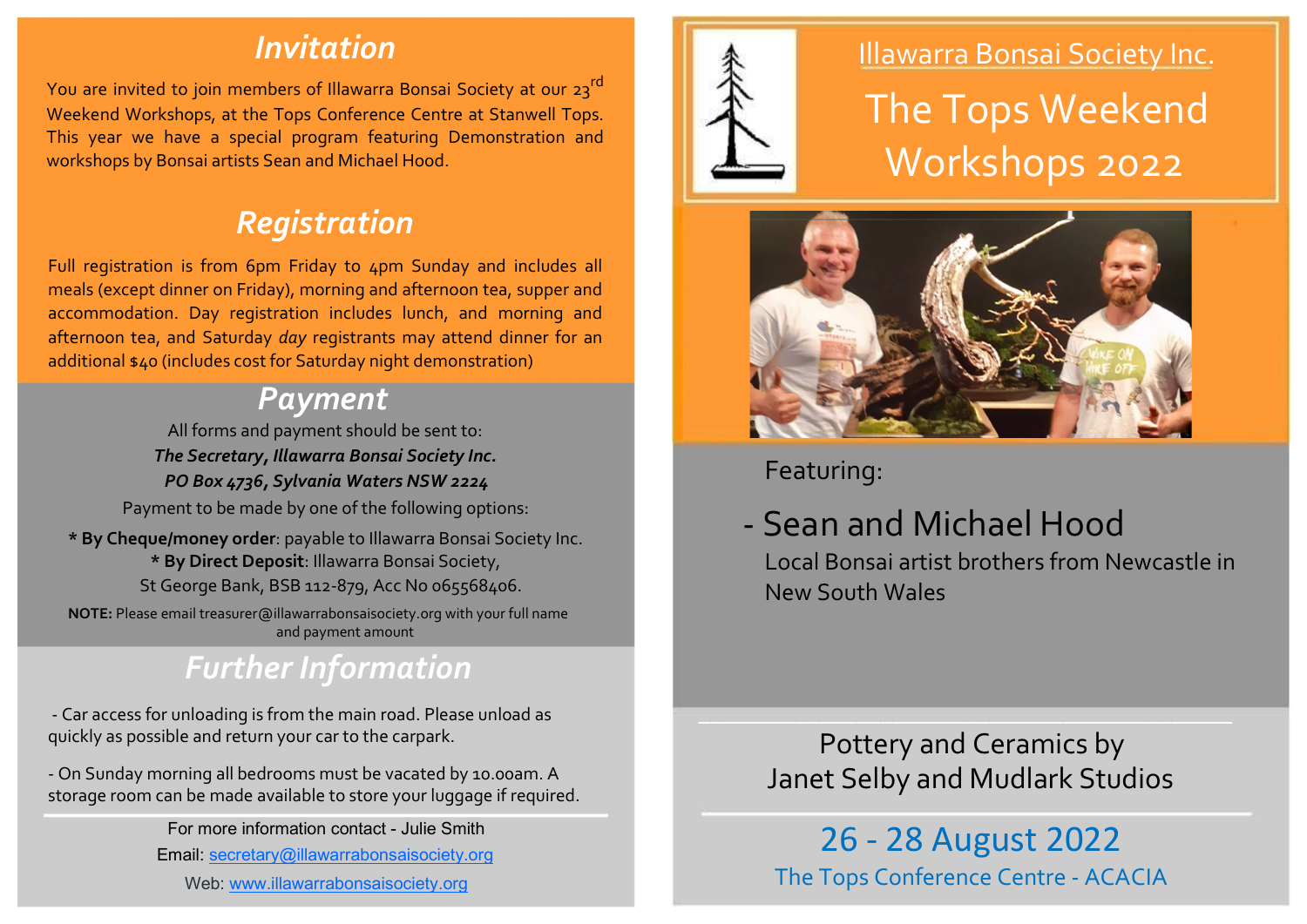## Invitation

You are invited to join members of Illawarra Bonsai Society at our 23rd Weekend Workshops, at the Tops Conference Centre at Stanwell Tops. This year we have a special program featuring Demonstration and workshops by Bonsai artists Sean and Michael Hood.

## Registration

Full registration is from 6pm Friday to 4pm Sunday and includes all meals (except dinner on Friday), morning and afternoon tea, supper and accommodation. Day registration includes lunch, and morning and afternoon tea, and Saturday *day* registrants may attend dinner for an additional $40 (includes cost for Saturday night demonstration)

## Payment

All forms and payment should be sent to:

***The Secretary, Illawarra Bonsai Society Inc.***
***PO Box 4736, Sylvania Waters NSW 2224***

Payment to be made by one of the following options:

**\* By Cheque/money order**: payable to Illawarra Bonsai Society Inc.
**\* By Direct Deposit**: Illawarra Bonsai Society,
St George Bank, BSB 112-879, Acc No 065568406.

**NOTE:** Please email treasurer@illawarrabonsaisociety.org with your full name and payment amount

## Further Information

- Car access for unloading is from the main road. Please unload as quickly as possible and return your car to the carpark.
- On Sunday morning all bedrooms must be vacated by 10.00am. A storage room can be made available to store your luggage if required.

For more information contact - Julie Smith
Email: secretary@illawarrabonsaisociety.org
Web: www.illawarrabonsaisociety.org

# Illawarra Bonsai Society Inc.

# The Tops Weekend Workshops 2022

Featuring:

- Sean and Michael Hood
  Local Bonsai artist brothers from Newcastle in New South Wales

Pottery and Ceramics by
Janet Selby and Mudlark Studios

## 26 - 28 August 2022

The Tops Conference Centre - ACACIA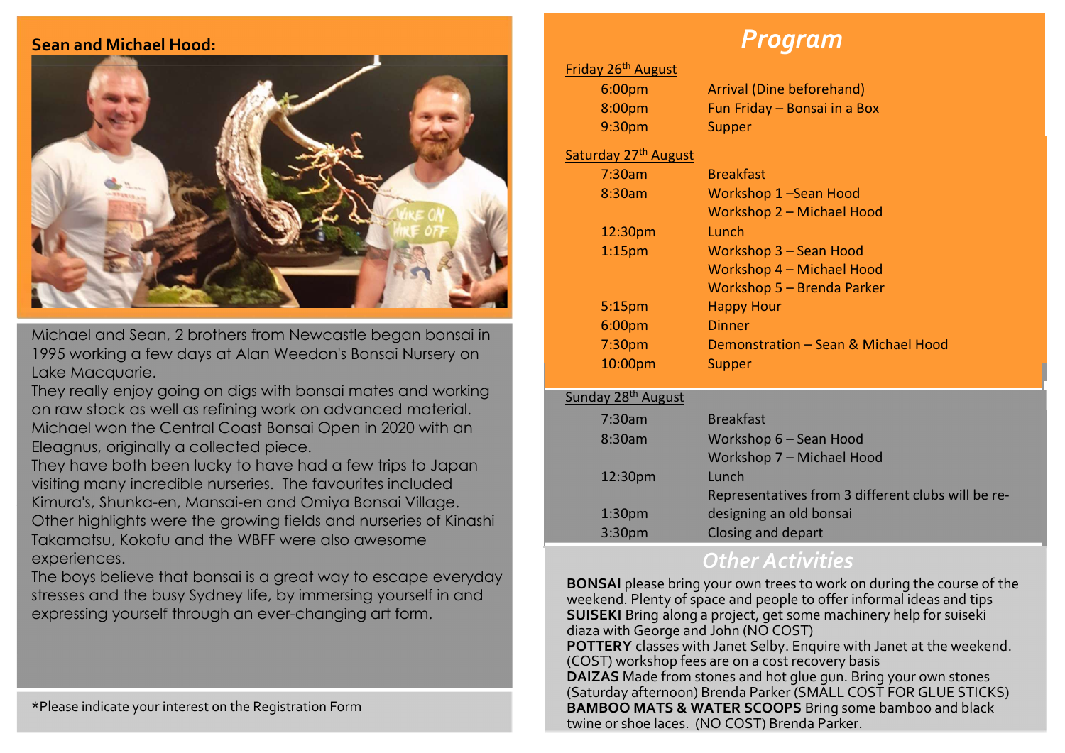## Sean and Michael Hood:

Michael and Sean, 2 brothers from Newcastle began bonsai in 1995 working a few days at Alan Weedon's Bonsai Nursery on Lake Macquarie.

They really enjoy going on digs with bonsai mates and working on raw stock as well as refining work on advanced material. Michael won the Central Coast Bonsai Open in 2020 with an Eleagnus, originally a collected piece.

They have both been lucky to have had a few trips to Japan visiting many incredible nurseries. The favourites included Kimura's, Shunka-en, Mansai-en and Omiya Bonsai Village. Other highlights were the growing fields and nurseries of Kinashi Takamatsu, Kokofu and the WBFF were also awesome experiences.

The boys believe that bonsai is a great way to escape everyday stresses and the busy Sydney life, by immersing yourself in and expressing yourself through an ever-changing art form.

*Please indicate your interest on the Registration Form

# *Program*

**Friday 26th August**

| | |
|---|---|
| 6:00pm | Arrival (Dine beforehand) |
| 8:00pm | Fun Friday – Bonsai in a Box |
| 9:30pm | Supper |

**Saturday 27th August**

| | |
|---|---|
| 7:30am | Breakfast |
| 8:30am | Workshop 1 –Sean Hood |
| | Workshop 2 – Michael Hood |
| 12:30pm | Lunch |
| 1:15pm | Workshop 3 – Sean Hood |
| | Workshop 4 – Michael Hood |
| | Workshop 5 – Brenda Parker |
| 5:15pm | Happy Hour |
| 6:00pm | Dinner |
| 7:30pm | Demonstration – Sean & Michael Hood |
| 10:00pm | Supper |

**Sunday 28th August**

| | |
|---|---|
| 7:30am | Breakfast |
| 8:30am | Workshop 6 – Sean Hood |
| | Workshop 7 – Michael Hood |
| 12:30pm | Lunch |
| 1:30pm | Representatives from 3 different clubs will be re-designing an old bonsai |
| 3:30pm | Closing and depart |

## *Other Activities*

**BONSAI** please bring your own trees to work on during the course of the weekend. Plenty of space and people to offer informal ideas and tips
**SUISEKI** Bring along a project, get some machinery help for suiseki diaza with George and John (NO COST)
**POTTERY** classes with Janet Selby. Enquire with Janet at the weekend. (COST) workshop fees are on a cost recovery basis
**DAIZAS** Made from stones and hot glue gun. Bring your own stones (Saturday afternoon) Brenda Parker (SMALL COST FOR GLUE STICKS)
**BAMBOO MATS & WATER SCOOPS** Bring some bamboo and black twine or shoe laces. (NO COST) Brenda Parker.